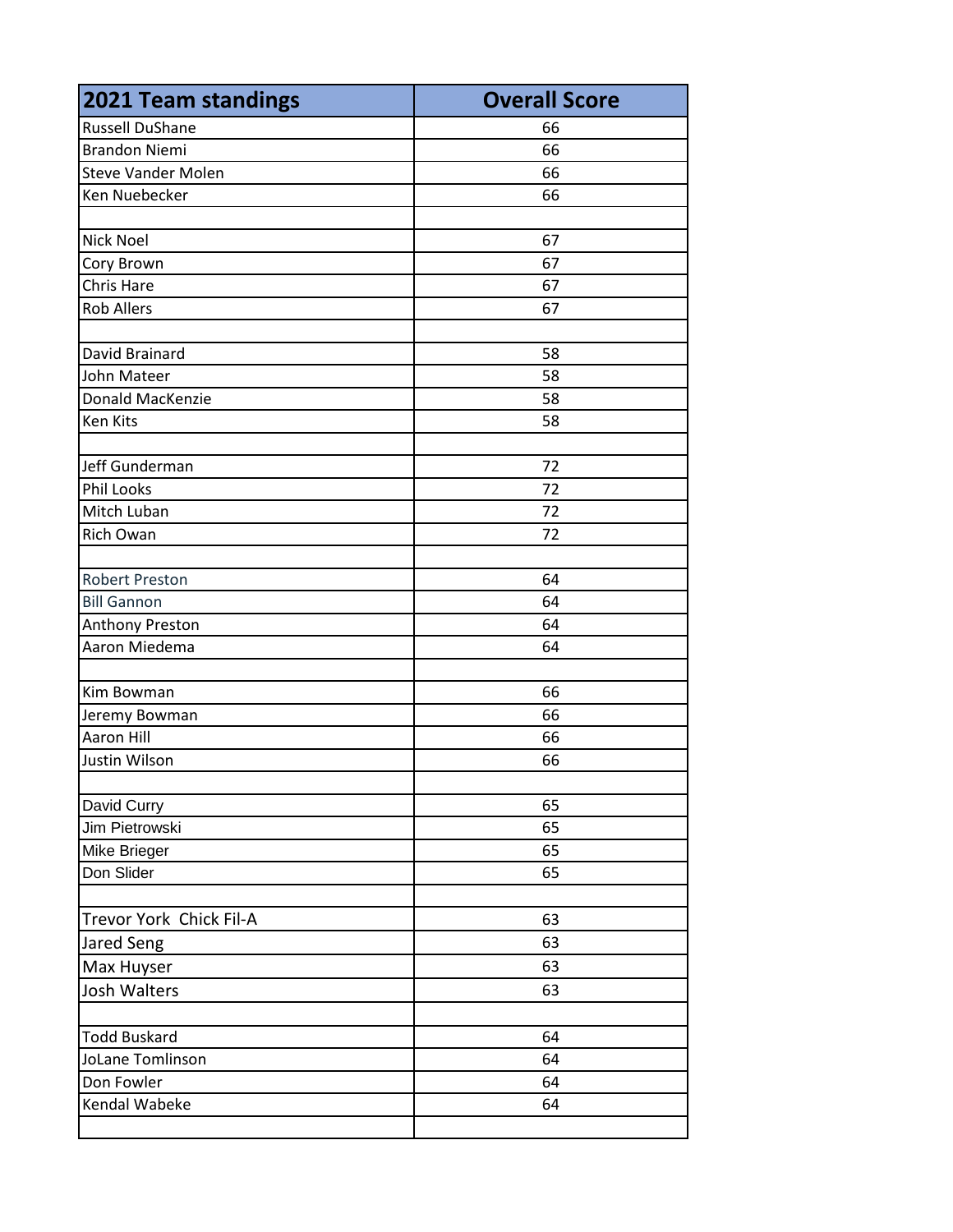| 2021 Team standings | Overall Score |
| --- | --- |
| Russell DuShane | 66 |
| Brandon Niemi | 66 |
| Steve Vander Molen | 66 |
| Ken Nuebecker | 66 |
| | |
| Nick Noel | 67 |
| Cory Brown | 67 |
| Chris Hare | 67 |
| Rob Allers | 67 |
| | |
| David Brainard | 58 |
| John Mateer | 58 |
| Donald MacKenzie | 58 |
| Ken Kits | 58 |
| | |
| Jeff Gunderman | 72 |
| Phil Looks | 72 |
| Mitch Luban | 72 |
| Rich Owan | 72 |
| | |
| Robert Preston | 64 |
| Bill Gannon | 64 |
| Anthony Preston | 64 |
| Aaron Miedema | 64 |
| | |
| Kim Bowman | 66 |
| Jeremy Bowman | 66 |
| Aaron Hill | 66 |
| Justin Wilson | 66 |
| | |
| David Curry | 65 |
| Jim Pietrowski | 65 |
| Mike Brieger | 65 |
| Don Slider | 65 |
| | |
| Trevor York Chick Fil-A | 63 |
| Jared Seng | 63 |
| Max Huyser | 63 |
| Josh Walters | 63 |
| | |
| Todd Buskard | 64 |
| JoLane Tomlinson | 64 |
| Don Fowler | 64 |
| Kendal Wabeke | 64 |
| | |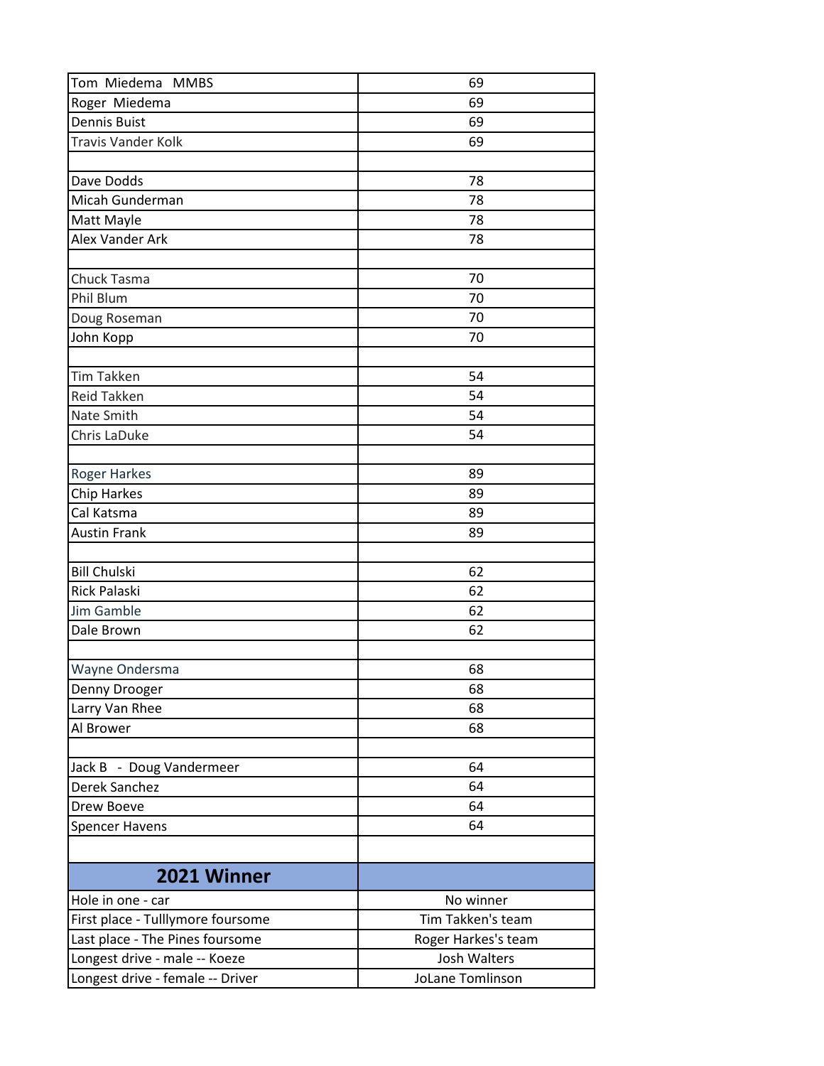| | |
|---|---|
| Tom Miedema MMBS | 69 |
| Roger Miedema | 69 |
| Dennis Buist | 69 |
| Travis Vander Kolk | 69 |
| | |
| Dave Dodds | 78 |
| Micah Gunderman | 78 |
| Matt Mayle | 78 |
| Alex Vander Ark | 78 |
| | |
| Chuck Tasma | 70 |
| Phil Blum | 70 |
| Doug Roseman | 70 |
| John Kopp | 70 |
| | |
| Tim Takken | 54 |
| Reid Takken | 54 |
| Nate Smith | 54 |
| Chris LaDuke | 54 |
| | |
| Roger Harkes | 89 |
| Chip Harkes | 89 |
| Cal Katsma | 89 |
| Austin Frank | 89 |
| | |
| Bill Chulski | 62 |
| Rick Palaski | 62 |
| Jim Gamble | 62 |
| Dale Brown | 62 |
| | |
| Wayne Ondersma | 68 |
| Denny Drooger | 68 |
| Larry Van Rhee | 68 |
| Al Brower | 68 |
| | |
| Jack B - Doug Vandermeer | 64 |
| Derek Sanchez | 64 |
| Drew Boeve | 64 |
| Spencer Havens | 64 |
| | |

| **2021 Winner** | |
|---|---|
| Hole in one - car | No winner |
| First place - Tulllymore foursome | Tim Takken's team |
| Last place - The Pines foursome | Roger Harkes's team |
| Longest drive - male -- Koeze | Josh Walters |
| Longest drive - female -- Driver | JoLane Tomlinson |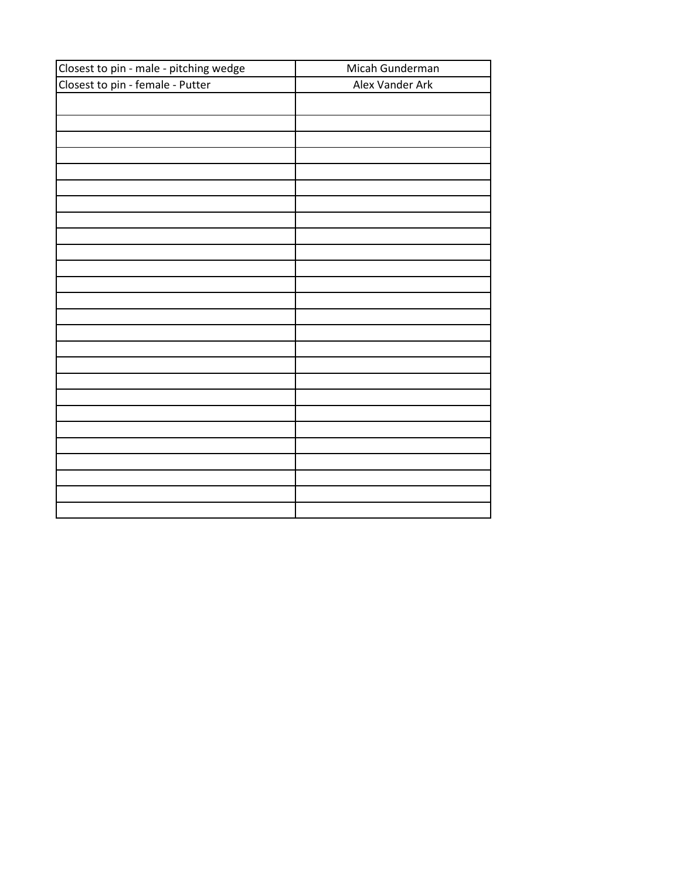| | |
|---|---|
| Closest to pin - male - pitching wedge | Micah Gunderman |
| Closest to pin - female - Putter | Alex Vander Ark |
| | |
| | |
| | |
| | |
| | |
| | |
| | |
| | |
| | |
| | |
| | |
| | |
| | |
| | |
| | |
| | |
| | |
| | |
| | |
| | |
| | |
| | |
| | |
| | |
| | |
| | |